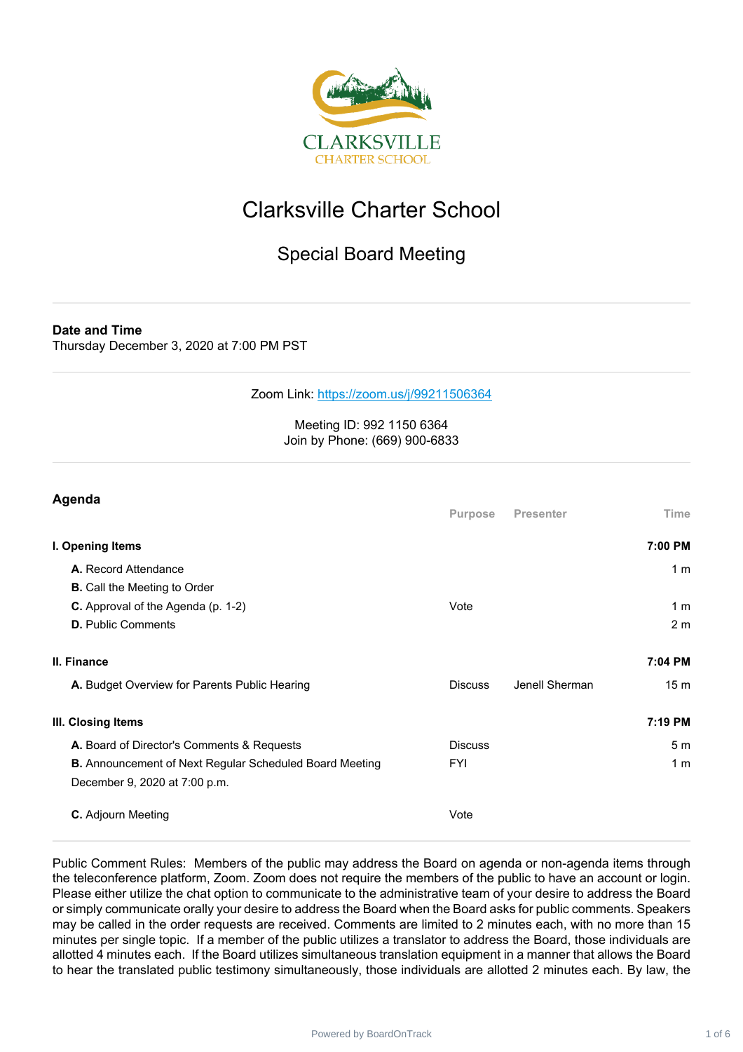# Clarksville Charter School

## Special Board Meeting

**Date and Time**
Thursday December 3, 2020 at 7:00 PM PST

Zoom Link: https://zoom.us/j/99211506364

Meeting ID: 992 1150 6364
Join by Phone: (669) 900-6833

### Agenda

| | Purpose | Presenter | Time |
|---|---|---|---|
| **I. Opening Items** | | | **7:00 PM** |
| **A.** Record Attendance | | | 1 m |
| **B.** Call the Meeting to Order | | | |
| **C.** Approval of the Agenda (p. 1-2) | Vote | | 1 m |
| **D.** Public Comments | | | 2 m |
| **II. Finance** | | | **7:04 PM** |
| **A.** Budget Overview for Parents Public Hearing | Discuss | Jenell Sherman | 15 m |
| **III. Closing Items** | | | **7:19 PM** |
| **A.** Board of Director's Comments & Requests | Discuss | | 5 m |
| **B.** Announcement of Next Regular Scheduled Board Meeting<br>December 9, 2020 at 7:00 p.m. | FYI | | 1 m |
| **C.** Adjourn Meeting | Vote | | |

Public Comment Rules: Members of the public may address the Board on agenda or non-agenda items through the teleconference platform, Zoom. Zoom does not require the members of the public to have an account or login. Please either utilize the chat option to communicate to the administrative team of your desire to address the Board or simply communicate orally your desire to address the Board when the Board asks for public comments. Speakers may be called in the order requests are received. Comments are limited to 2 minutes each, with no more than 15 minutes per single topic. If a member of the public utilizes a translator to address the Board, those individuals are allotted 4 minutes each. If the Board utilizes simultaneous translation equipment in a manner that allows the Board to hear the translated public testimony simultaneously, those individuals are allotted 2 minutes each. By law, the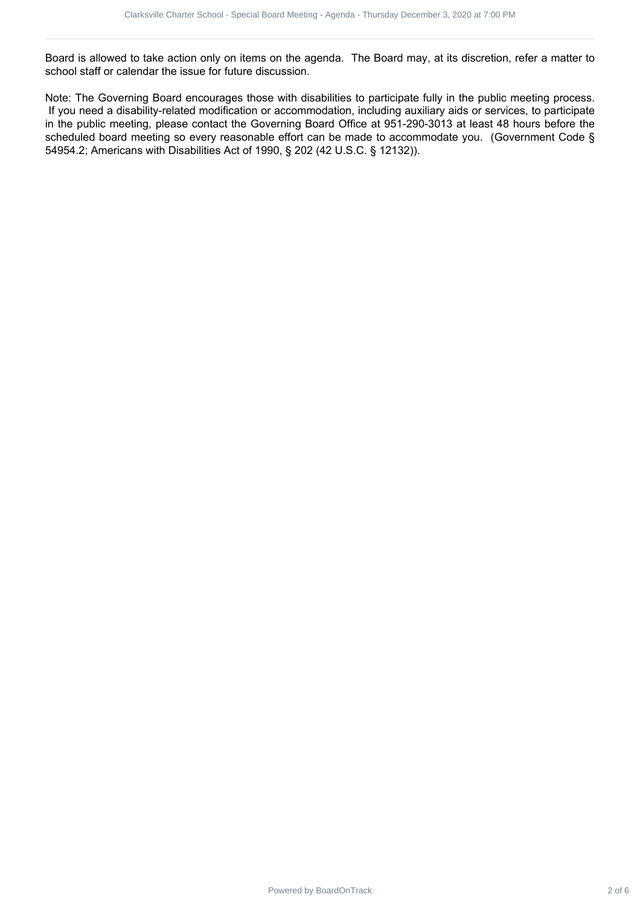Board is allowed to take action only on items on the agenda. The Board may, at its discretion, refer a matter to school staff or calendar the issue for future discussion.

Note: The Governing Board encourages those with disabilities to participate fully in the public meeting process. If you need a disability-related modification or accommodation, including auxiliary aids or services, to participate in the public meeting, please contact the Governing Board Office at 951-290-3013 at least 48 hours before the scheduled board meeting so every reasonable effort can be made to accommodate you. (Government Code § 54954.2; Americans with Disabilities Act of 1990, § 202 (42 U.S.C. § 12132)).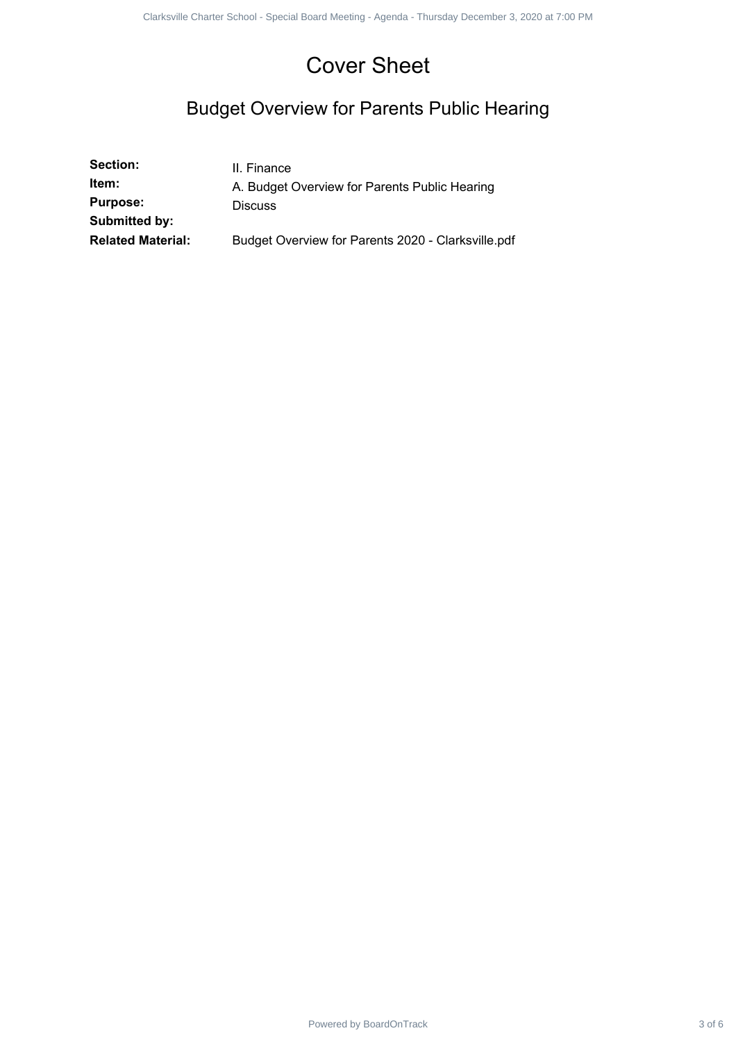# Cover Sheet

## Budget Overview for Parents Public Hearing

| | |
|---|---|
| **Section:** | II. Finance |
| **Item:** | A. Budget Overview for Parents Public Hearing |
| **Purpose:** | Discuss |
| **Submitted by:** | |
| **Related Material:** | Budget Overview for Parents 2020 - Clarksville.pdf |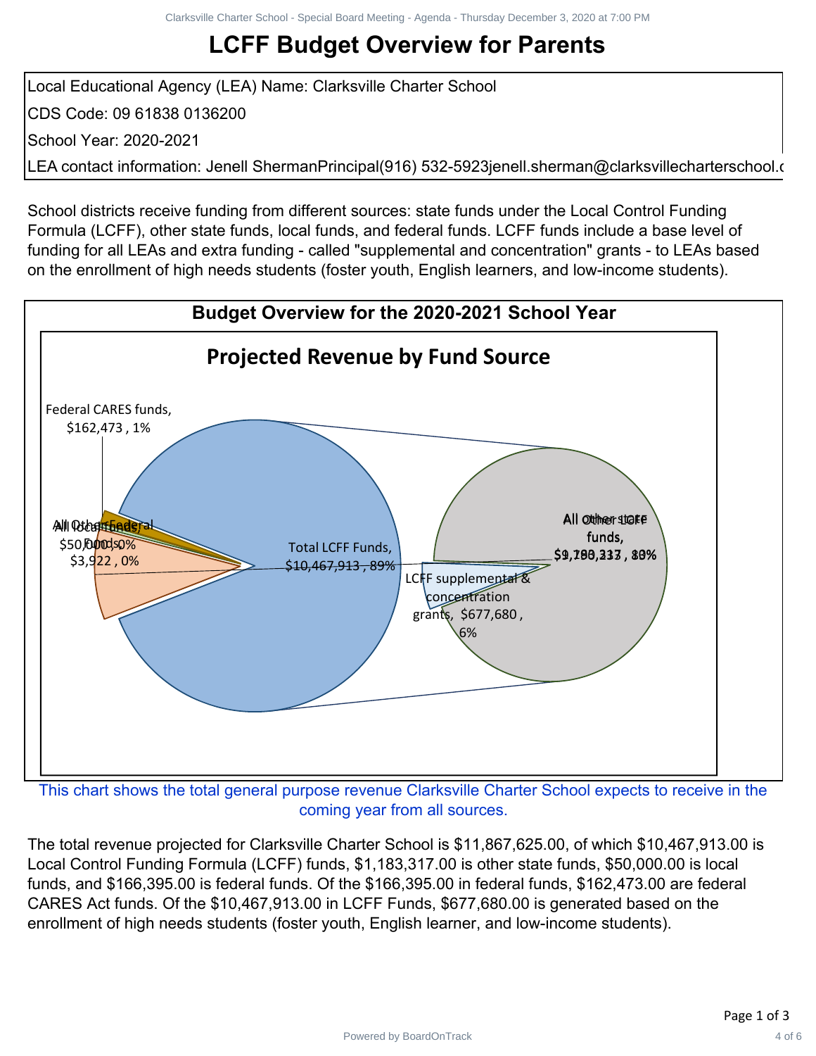# LCFF Budget Overview for Parents

Local Educational Agency (LEA) Name: Clarksville Charter School

CDS Code: 09 61838 0136200

School Year: 2020-2021

LEA contact information: Jenell ShermanPrincipal(916) 532-5923jenell.sherman@clarksvillecharterschool.c

School districts receive funding from different sources: state funds under the Local Control Funding Formula (LCFF), other state funds, local funds, and federal funds. LCFF funds include a base level of funding for all LEAs and extra funding - called "supplemental and concentration" grants - to LEAs based on the enrollment of high needs students (foster youth, English learners, and low-income students).

## Budget Overview for the 2020-2021 School Year

### Projected Revenue by Fund Source

- Federal CARES funds, $162,473 , 1%
- All Other Federal funds, $3,922 , 0%
- All local funds, $50,000 , 0%
- Total LCFF Funds, $10,467,913 , 89%
- All Other LCFF funds, $9,790,233 , 83%
- All other state funds, $1,183,317 , 10%
- LCFF supplemental & concentration grants, $677,680 , 6%

This chart shows the total general purpose revenue Clarksville Charter School expects to receive in the coming year from all sources.

The total revenue projected for Clarksville Charter School is $11,867,625.00, of which $10,467,913.00 is Local Control Funding Formula (LCFF) funds, $1,183,317.00 is other state funds, $50,000.00 is local funds, and $166,395.00 is federal funds. Of the $166,395.00 in federal funds, $162,473.00 are federal CARES Act funds. Of the $10,467,913.00 in LCFF Funds, $677,680.00 is generated based on the enrollment of high needs students (foster youth, English learner, and low-income students).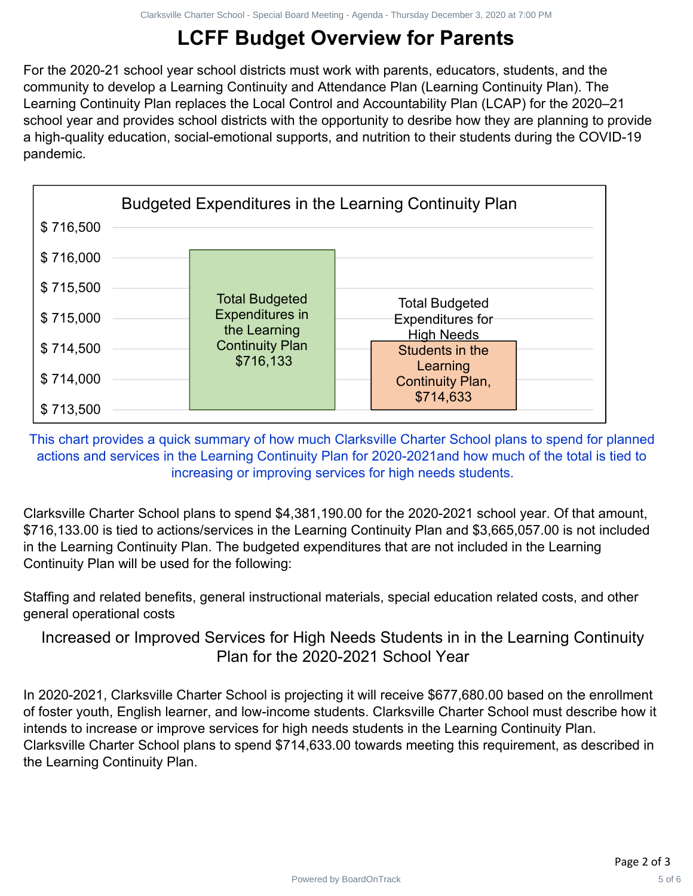# LCFF Budget Overview for Parents

For the 2020-21 school year school districts must work with parents, educators, students, and the community to develop a Learning Continuity and Attendance Plan (Learning Continuity Plan). The Learning Continuity Plan replaces the Local Control and Accountability Plan (LCAP) for the 2020–21 school year and provides school districts with the opportunity to desribe how they are planning to provide a high-quality education, social-emotional supports, and nutrition to their students during the COVID-19 pandemic.

**Budgeted Expenditures in the Learning Continuity Plan**

| Category | Amount |
| --- | --- |
| Total Budgeted Expenditures in the Learning Continuity Plan | $716,133 |
| Total Budgeted Expenditures for High Needs Students in the Learning Continuity Plan | $714,633 |

This chart provides a quick summary of how much Clarksville Charter School plans to spend for planned actions and services in the Learning Continuity Plan for 2020-2021and how much of the total is tied to increasing or improving services for high needs students.

Clarksville Charter School plans to spend $4,381,190.00 for the 2020-2021 school year. Of that amount, $716,133.00 is tied to actions/services in the Learning Continuity Plan and $3,665,057.00 is not included in the Learning Continuity Plan. The budgeted expenditures that are not included in the Learning Continuity Plan will be used for the following:

Staffing and related benefits, general instructional materials, special education related costs, and other general operational costs

## Increased or Improved Services for High Needs Students in in the Learning Continuity Plan for the 2020-2021 School Year

In 2020-2021, Clarksville Charter School is projecting it will receive $677,680.00 based on the enrollment of foster youth, English learner, and low-income students. Clarksville Charter School must describe how it intends to increase or improve services for high needs students in the Learning Continuity Plan. Clarksville Charter School plans to spend $714,633.00 towards meeting this requirement, as described in the Learning Continuity Plan.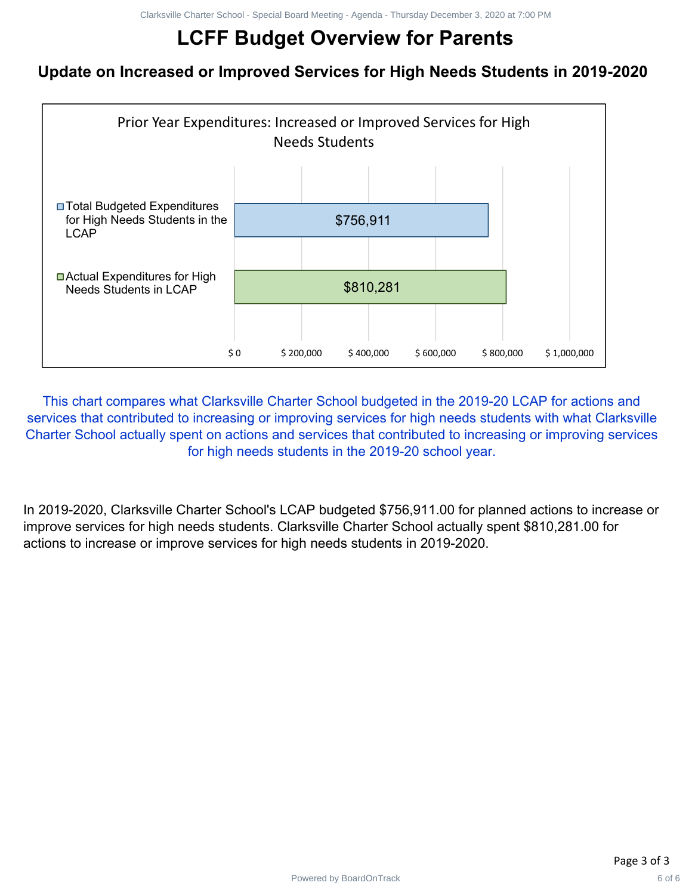# LCFF Budget Overview for Parents

## Update on Increased or Improved Services for High Needs Students in 2019-2020

Prior Year Expenditures: Increased or Improved Services for High Needs Students

Total Budgeted Expenditures for High Needs Students in the LCAP

$756,911

Actual Expenditures for High Needs Students in LCAP

$810,281

$ 0
$ 200,000
$ 400,000
$ 600,000
$ 800,000
$ 1,000,000

This chart compares what Clarksville Charter School budgeted in the 2019-20 LCAP for actions and services that contributed to increasing or improving services for high needs students with what Clarksville Charter School actually spent on actions and services that contributed to increasing or improving services for high needs students in the 2019-20 school year.

In 2019-2020, Clarksville Charter School's LCAP budgeted $756,911.00 for planned actions to increase or improve services for high needs students. Clarksville Charter School actually spent $810,281.00 for actions to increase or improve services for high needs students in 2019-2020.